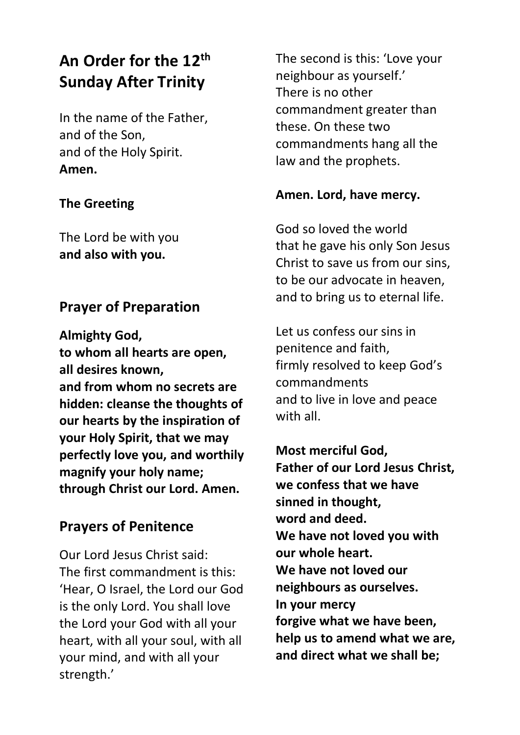# An Order for the 12th Sunday After Trinity

In the name of the Father,
and of the Son,
and of the Holy Spirit.
**Amen.**

### The Greeting

The Lord be with you
**and also with you.**

## Prayer of Preparation

**Almighty God,**
**to whom all hearts are open,**
**all desires known,**
**and from whom no secrets are hidden: cleanse the thoughts of our hearts by the inspiration of your Holy Spirit, that we may perfectly love you, and worthily magnify your holy name; through Christ our Lord. Amen.**

## Prayers of Penitence

Our Lord Jesus Christ said:
The first commandment is this: 'Hear, O Israel, the Lord our God is the only Lord. You shall love the Lord your God with all your heart, with all your soul, with all your mind, and with all your strength.'

The second is this: 'Love your neighbour as yourself.'
There is no other commandment greater than these. On these two commandments hang all the law and the prophets.

**Amen. Lord, have mercy.**

God so loved the world
that he gave his only Son Jesus Christ to save us from our sins,
to be our advocate in heaven,
and to bring us to eternal life.

Let us confess our sins in penitence and faith,
firmly resolved to keep God's commandments
and to live in love and peace with all.

**Most merciful God,**
**Father of our Lord Jesus Christ,**
**we confess that we have sinned in thought,**
**word and deed.**
**We have not loved you with our whole heart.**
**We have not loved our neighbours as ourselves.**
**In your mercy**
**forgive what we have been,**
**help us to amend what we are,**
**and direct what we shall be;**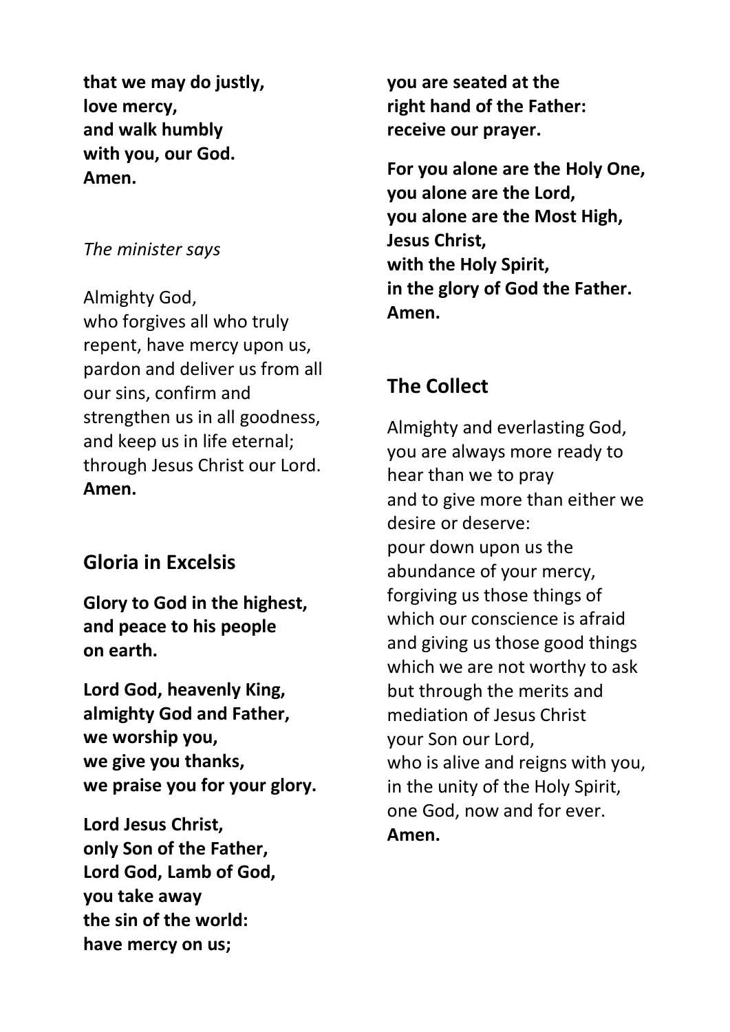**that we may do justly,**
**love mercy,**
**and walk humbly**
**with you, our God.**
**Amen.**

*The minister says*

Almighty God,
who forgives all who truly repent, have mercy upon us, pardon and deliver us from all our sins, confirm and strengthen us in all goodness, and keep us in life eternal; through Jesus Christ our Lord.
**Amen.**

## Gloria in Excelsis

**Glory to God in the highest,**
**and peace to his people**
**on earth.**

**Lord God, heavenly King,**
**almighty God and Father,**
**we worship you,**
**we give you thanks,**
**we praise you for your glory.**

**Lord Jesus Christ,**
**only Son of the Father,**
**Lord God, Lamb of God,**
**you take away**
**the sin of the world:**
**have mercy on us;**
**you are seated at the**
**right hand of the Father:**
**receive our prayer.**

**For you alone are the Holy One,**
**you alone are the Lord,**
**you alone are the Most High,**
**Jesus Christ,**
**with the Holy Spirit,**
**in the glory of God the Father.**
**Amen.**

## The Collect

Almighty and everlasting God,
you are always more ready to hear than we to pray
and to give more than either we desire or deserve:
pour down upon us the abundance of your mercy,
forgiving us those things of which our conscience is afraid
and giving us those good things which we are not worthy to ask
but through the merits and mediation of Jesus Christ
your Son our Lord,
who is alive and reigns with you,
in the unity of the Holy Spirit,
one God, now and for ever.
**Amen.**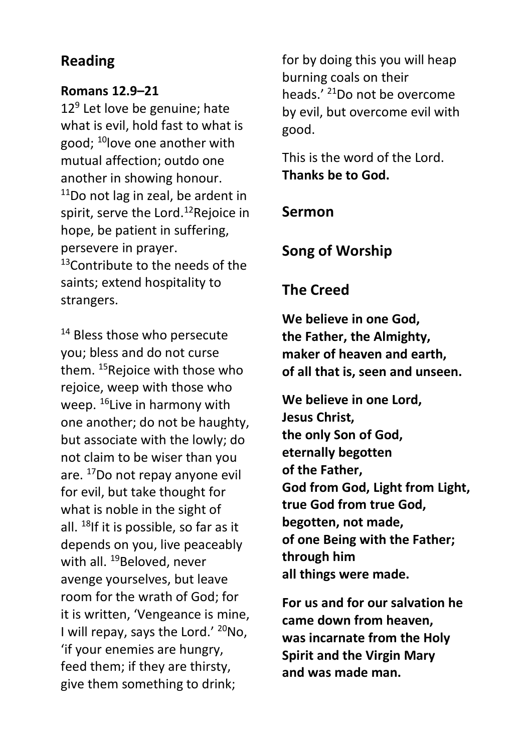## Reading

**Romans 12.9–21**

12[9] Let love be genuine; hate what is evil, hold fast to what is good; [10]love one another with mutual affection; outdo one another in showing honour. [11]Do not lag in zeal, be ardent in spirit, serve the Lord.[12]Rejoice in hope, be patient in suffering, persevere in prayer. [13]Contribute to the needs of the saints; extend hospitality to strangers.

[14] Bless those who persecute you; bless and do not curse them. [15]Rejoice with those who rejoice, weep with those who weep. [16]Live in harmony with one another; do not be haughty, but associate with the lowly; do not claim to be wiser than you are. [17]Do not repay anyone evil for evil, but take thought for what is noble in the sight of all. [18]If it is possible, so far as it depends on you, live peaceably with all. [19]Beloved, never avenge yourselves, but leave room for the wrath of God; for it is written, 'Vengeance is mine, I will repay, says the Lord.' [20]No, 'if your enemies are hungry, feed them; if they are thirsty, give them something to drink; for by doing this you will heap burning coals on their heads.' [21]Do not be overcome by evil, but overcome evil with good.

This is the word of the Lord.
**Thanks be to God.**

## Sermon

## Song of Worship

## The Creed

**We believe in one God,**
**the Father, the Almighty,**
**maker of heaven and earth,**
**of all that is, seen and unseen.**

**We believe in one Lord,**
**Jesus Christ,**
**the only Son of God,**
**eternally begotten**
**of the Father,**
**God from God, Light from Light,**
**true God from true God,**
**begotten, not made,**
**of one Being with the Father;**
**through him**
**all things were made.**

**For us and for our salvation he**
**came down from heaven,**
**was incarnate from the Holy**
**Spirit and the Virgin Mary**
**and was made man.**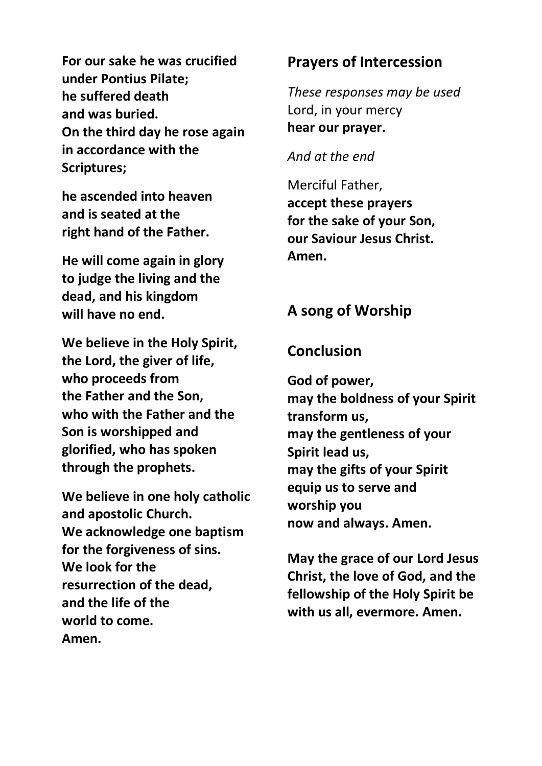**For our sake he was crucified under Pontius Pilate;**
**he suffered death**
**and was buried.**
**On the third day he rose again in accordance with the Scriptures;**

**he ascended into heaven**
**and is seated at the**
**right hand of the Father.**

**He will come again in glory**
**to judge the living and the dead, and his kingdom**
**will have no end.**

**We believe in the Holy Spirit,**
**the Lord, the giver of life,**
**who proceeds from**
**the Father and the Son,**
**who with the Father and the Son is worshipped and glorified, who has spoken through the prophets.**

**We believe in one holy catholic and apostolic Church.**
**We acknowledge one baptism**
**for the forgiveness of sins.**
**We look for the**
**resurrection of the dead,**
**and the life of the**
**world to come.**
**Amen.**

## Prayers of Intercession

*These responses may be used*
Lord, in your mercy
**hear our prayer.**

*And at the end*

Merciful Father,
**accept these prayers**
**for the sake of your Son,**
**our Saviour Jesus Christ.**
**Amen.**

## A song of Worship

## Conclusion

**God of power,**
**may the boldness of your Spirit transform us,**
**may the gentleness of your Spirit lead us,**
**may the gifts of your Spirit equip us to serve and worship you**
**now and always. Amen.**

**May the grace of our Lord Jesus Christ, the love of God, and the fellowship of the Holy Spirit be with us all, evermore. Amen.**